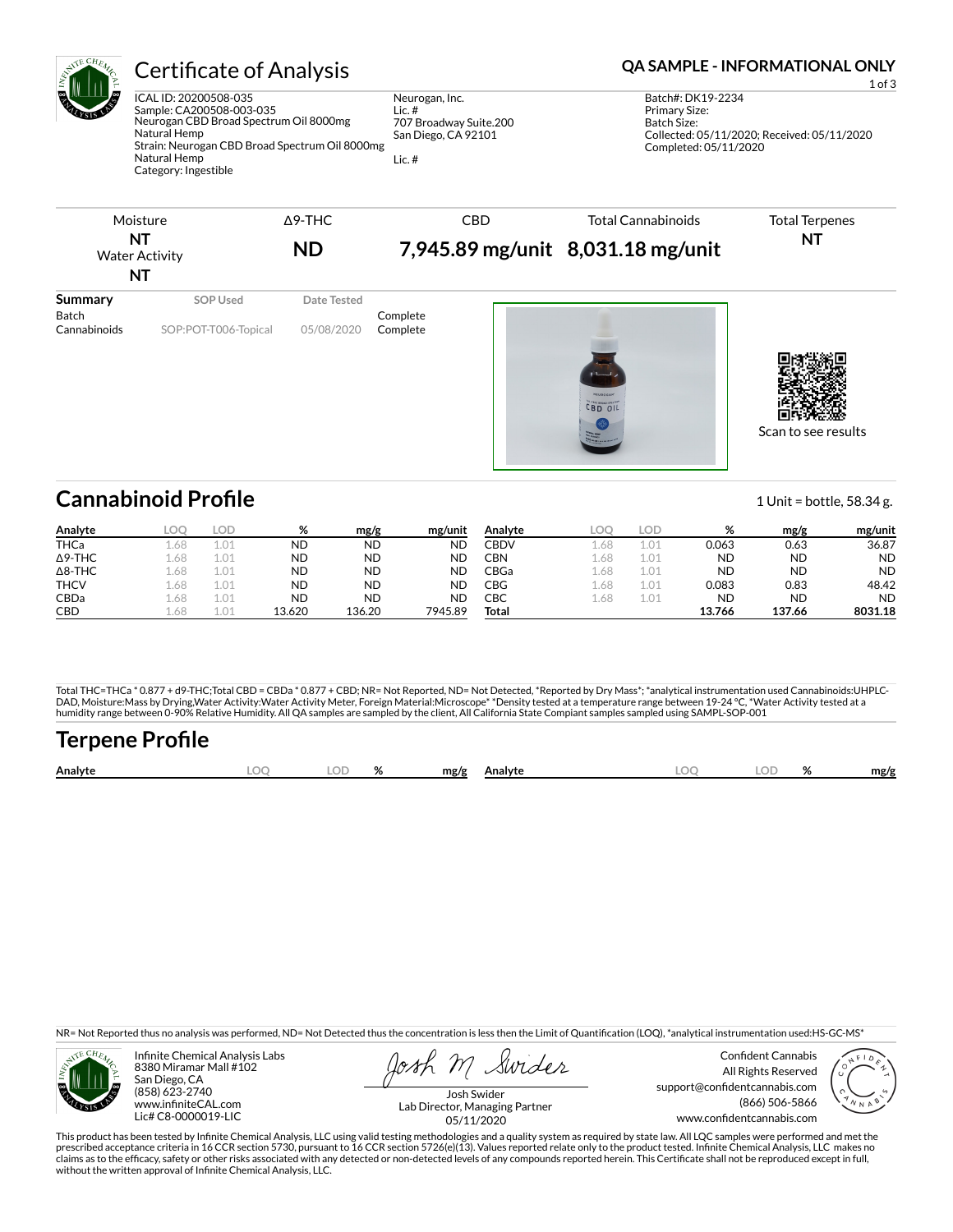# Certificate of Analysis

**QA SAMPLE - INFORMATIONAL ONLY**

ICAL ID: 20200508-035
Sample: CA200508-003-035
Neurogan CBD Broad Spectrum Oil 8000mg
Natural Hemp
Strain: Neurogan CBD Broad Spectrum Oil 8000mg
Natural Hemp
Category: Ingestible

Neurogan, Inc.
Lic. #
707 Broadway Suite.200
San Diego, CA 92101

Lic. #

Batch#: DK19-2234
Primary Size:
Batch Size:
Collected: 05/11/2020; Received: 05/11/2020
Completed: 05/11/2020

| Moisture | Δ9-THC | CBD | Total Cannabinoids | Total Terpenes |
|---|---|---|---|---|
| **NT** | **ND** | **7,945.89 mg/unit** | **8,031.18 mg/unit** | **NT** |
| Water Activity **NT** | | | | |

| Summary | SOP Used | Date Tested | |
|---|---|---|---|
| Batch | | | Complete |
| Cannabinoids | SOP:POT-T006-Topical | 05/08/2020 | Complete |

Scan to see results

## Cannabinoid Profile

1 Unit = bottle, 58.34 g.

| Analyte | LOQ | LOD | % | mg/g | mg/unit |
|---|---|---|---|---|---|
| THCa | 1.68 | 1.01 | ND | ND | ND |
| Δ9-THC | 1.68 | 1.01 | ND | ND | ND |
| Δ8-THC | 1.68 | 1.01 | ND | ND | ND |
| THCV | 1.68 | 1.01 | ND | ND | ND |
| CBDa | 1.68 | 1.01 | ND | ND | ND |
| CBD | 1.68 | 1.01 | 13.620 | 136.20 | 7945.89 |
| CBDV | 1.68 | 1.01 | 0.063 | 0.63 | 36.87 |
| CBN | 1.68 | 1.01 | ND | ND | ND |
| CBGa | 1.68 | 1.01 | ND | ND | ND |
| CBG | 1.68 | 1.01 | 0.083 | 0.83 | 48.42 |
| CBC | 1.68 | 1.01 | ND | ND | ND |
| **Total** | | | **13.766** | **137.66** | **8031.18** |

Total THC=THCa * 0.877 + d9-THC;Total CBD = CBDa * 0.877 + CBD; NR= Not Reported, ND= Not Detected, *Reported by Dry Mass*; *analytical instrumentation used Cannabinoids:UHPLC-DAD, Moisture:Mass by Drying,Water Activity:Water Activity Meter, Foreign Material:Microscope* *Density tested at a temperature range between 19-24 °C, *Water Activity tested at a humidity range between 0-90% Relative Humidity. All QA samples are sampled by the client, All California State Compiant samples sampled using SAMPL-SOP-001

## Terpene Profile

| Analyte | LOQ | LOD | % | mg/g | Analyte | LOQ | LOD | % | mg/g |
|---|---|---|---|---|---|---|---|---|---|

NR= Not Reported thus no analysis was performed, ND= Not Detected thus the concentration is less then the Limit of Quantification (LOQ), *analytical instrumentation used:HS-GC-MS*

Infinite Chemical Analysis Labs
8380 Miramar Mall #102
San Diego, CA
(858) 623-2740
www.infiniteCAL.com
Lic# C8-0000019-LIC

Josh Swider
Lab Director, Managing Partner
05/11/2020

Confident Cannabis
All Rights Reserved
support@confidentcannabis.com
(866) 506-5866
www.confidentcannabis.com

This product has been tested by Infinite Chemical Analysis, LLC using valid testing methodologies and a quality system as required by state law. All LQC samples were performed and met the prescribed acceptance criteria in 16 CCR section 5730, pursuant to 16 CCR section 5726(e)(13). Values reported relate only to the product tested. Infinite Chemical Analysis, LLC makes no claims as to the efficacy, safety or other risks associated with any detected or non-detected levels of any compounds reported herein. This Certificate shall not be reproduced except in full, without the written approval of Infinite Chemical Analysis, LLC.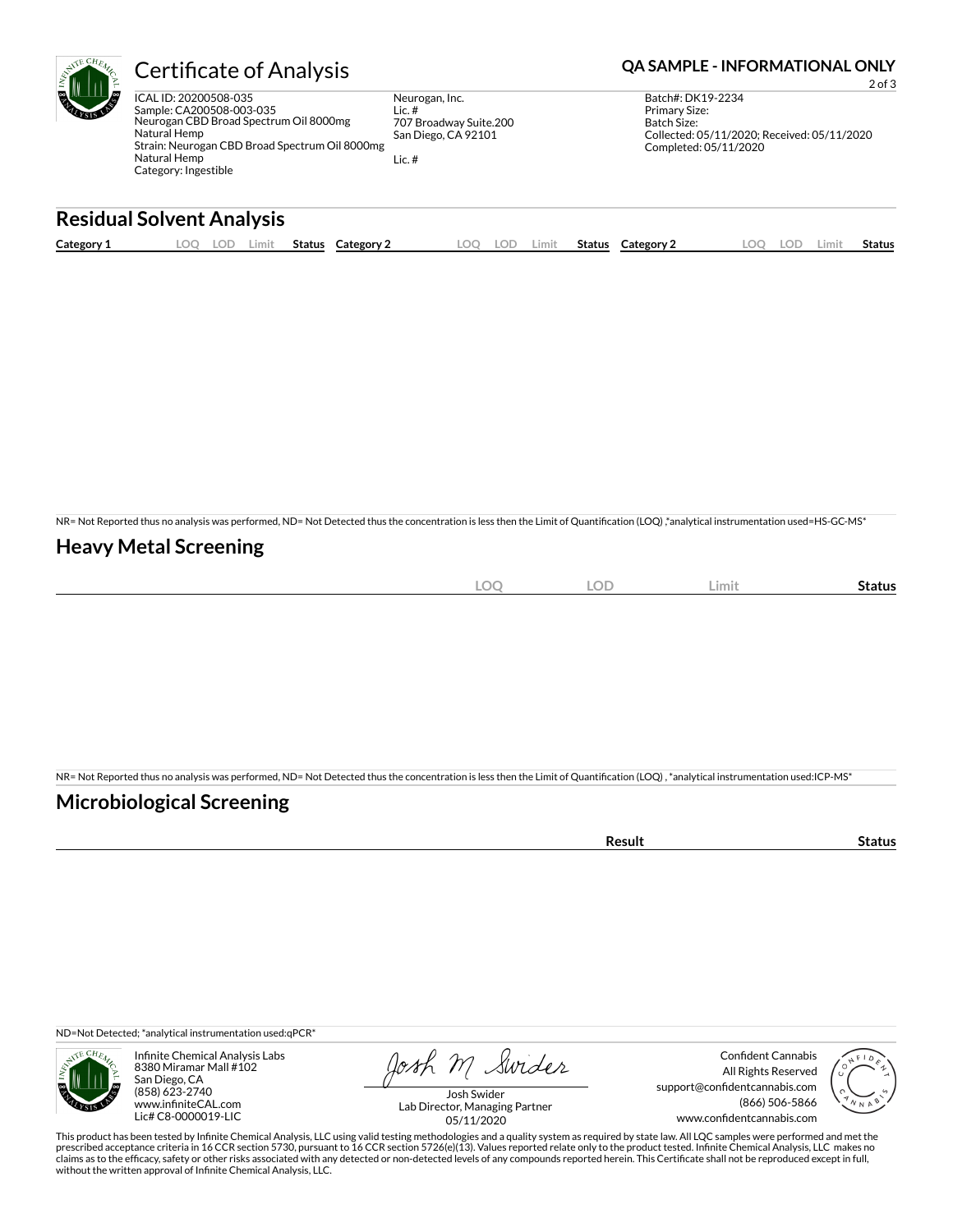# Certificate of Analysis

**QA SAMPLE - INFORMATIONAL ONLY**

ICAL ID: 20200508-035
Sample: CA200508-003-035
Neurogan CBD Broad Spectrum Oil 8000mg
Natural Hemp
Strain: Neurogan CBD Broad Spectrum Oil 8000mg
Natural Hemp
Category: Ingestible

Neurogan, Inc.
Lic. #
707 Broadway Suite.200
San Diego, CA 92101

Lic. #

Batch#: DK19-2234
Primary Size:
Batch Size:
Collected: 05/11/2020; Received: 05/11/2020
Completed: 05/11/2020

## Residual Solvent Analysis

| Category 1 | LOQ | LOD | Limit | Status | Category 2 | LOQ | LOD | Limit | Status | Category 2 | LOQ | LOD | Limit | Status |
|---|---|---|---|---|---|---|---|---|---|---|---|---|---|---|

NR= Not Reported thus no analysis was performed, ND= Not Detected thus the concentration is less then the Limit of Quantification (LOQ) ,*analytical instrumentation used=HS-GC-MS*

## Heavy Metal Screening

| | LOQ | LOD | Limit | Status |
|---|---|---|---|---|

NR= Not Reported thus no analysis was performed, ND= Not Detected thus the concentration is less then the Limit of Quantification (LOQ) , *analytical instrumentation used:ICP-MS*

## Microbiological Screening

| | Result | Status |
|---|---|---|

ND=Not Detected; *analytical instrumentation used:qPCR*

Infinite Chemical Analysis Labs
8380 Miramar Mall #102
San Diego, CA
(858) 623-2740
www.infiniteCAL.com
Lic# C8-0000019-LIC

Josh Swider
Lab Director, Managing Partner
05/11/2020

Confident Cannabis
All Rights Reserved
support@confidentcannabis.com
(866) 506-5866
www.confidentcannabis.com

This product has been tested by Infinite Chemical Analysis, LLC using valid testing methodologies and a quality system as required by state law. All LQC samples were performed and met the prescribed acceptance criteria in 16 CCR section 5730, pursuant to 16 CCR section 5726(e)(13). Values reported relate only to the product tested. Infinite Chemical Analysis, LLC makes no claims as to the efficacy, safety or other risks associated with any detected or non-detected levels of any compounds reported herein. This Certificate shall not be reproduced except in full, without the written approval of Infinite Chemical Analysis, LLC.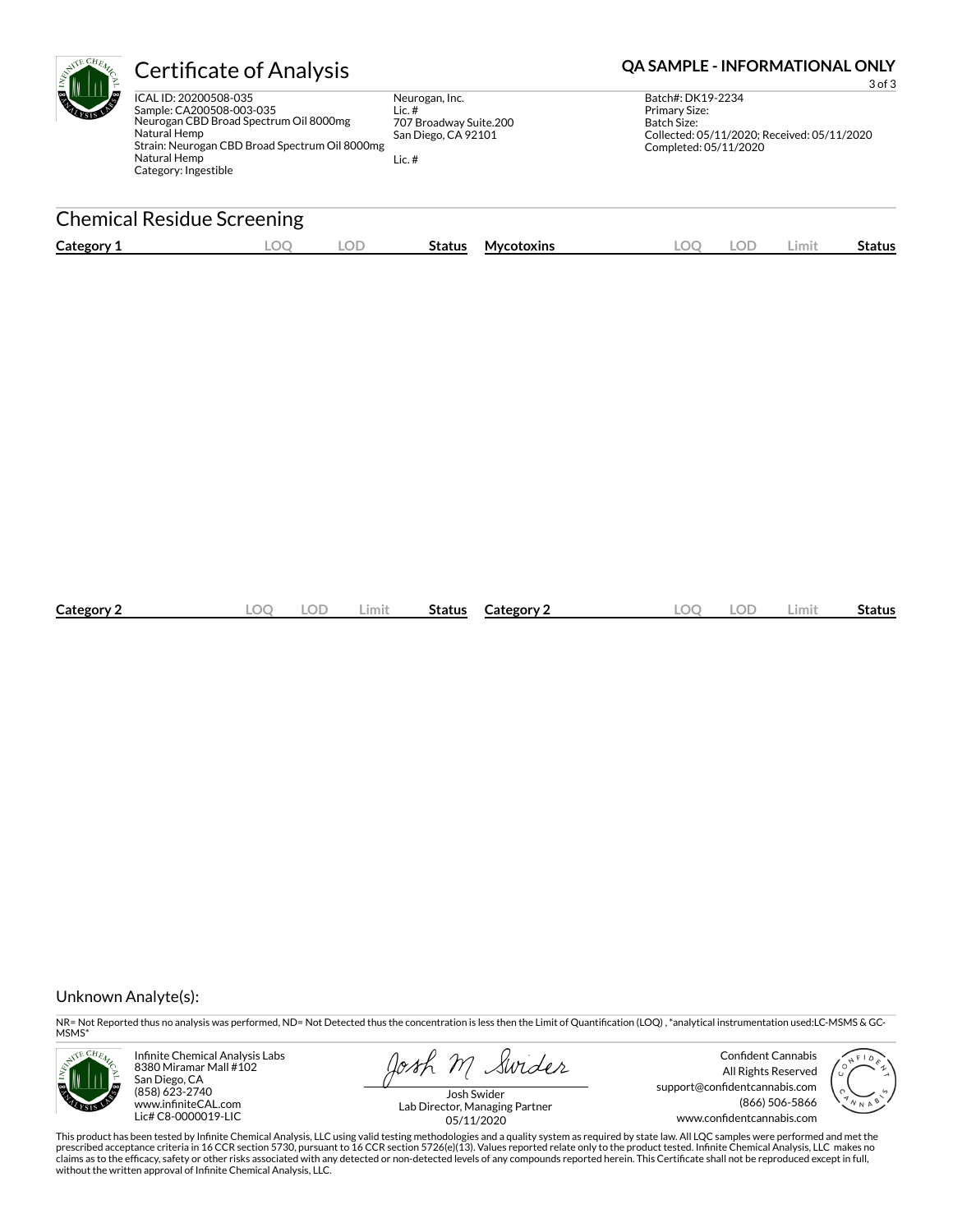# Certificate of Analysis

**QA SAMPLE - INFORMATIONAL ONLY**

ICAL ID: 20200508-035
Sample: CA200508-003-035
Neurogan CBD Broad Spectrum Oil 8000mg
Natural Hemp
Strain: Neurogan CBD Broad Spectrum Oil 8000mg
Natural Hemp
Category: Ingestible

Neurogan, Inc.
Lic. #
707 Broadway Suite.200
San Diego, CA 92101

Lic. #

Batch#: DK19-2234
Primary Size:
Batch Size:
Collected: 05/11/2020; Received: 05/11/2020
Completed: 05/11/2020

## Chemical Residue Screening

| Category 1 | LOQ | LOD | Status |
|---|---|---|---|

| Mycotoxins | LOQ | LOD | Limit | Status |
|---|---|---|---|---|

| Category 2 | LOQ | LOD | Limit | Status |
|---|---|---|---|---|

| Category 2 | LOQ | LOD | Limit | Status |
|---|---|---|---|---|

Unknown Analyte(s):

NR= Not Reported thus no analysis was performed, ND= Not Detected thus the concentration is less then the Limit of Quantification (LOQ) , *analytical instrumentation used:LC-MSMS & GC-MSMS*

Infinite Chemical Analysis Labs
8380 Miramar Mall #102
San Diego, CA
(858) 623-2740
www.infiniteCAL.com
Lic# C8-0000019-LIC

Josh Swider
Lab Director, Managing Partner
05/11/2020

Confident Cannabis
All Rights Reserved
support@confidentcannabis.com
(866) 506-5866
www.confidentcannabis.com

This product has been tested by Infinite Chemical Analysis, LLC using valid testing methodologies and a quality system as required by state law. All LQC samples were performed and met the prescribed acceptance criteria in 16 CCR section 5730, pursuant to 16 CCR section 5726(e)(13). Values reported relate only to the product tested. Infinite Chemical Analysis, LLC makes no claims as to the efficacy, safety or other risks associated with any detected or non-detected levels of any compounds reported herein. This Certificate shall not be reproduced except in full, without the written approval of Infinite Chemical Analysis, LLC.